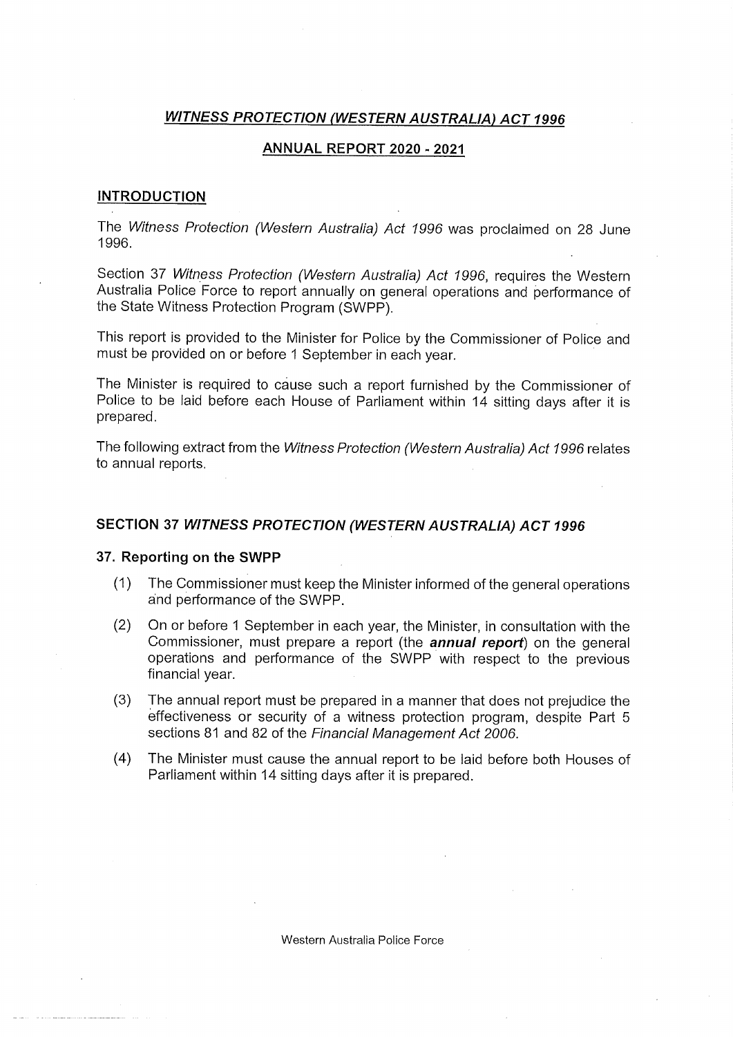# *WITNESS PROTECTION (WESTERN AUSTRALIA) ACT 1996*

## ANNUAL REPORT 2020 - 2021

## INTRODUCTION

The *Witness Protection (Western Australia) Act 1996* was proclaimed on 28 June 1996.

Section 37 *Witness Protection (Western Australia) Act 1996*, requires the Western Australia Police Force to report annually on general operations and performance of the State Witness Protection Program (SWPP).

This report is provided to the Minister for Police by the Commissioner of Police and must be provided on or before 1 September in each year.

The Minister is required to cause such a report furnished by the Commissioner of Police to be laid before each House of Parliament within 14 sitting days after it is prepared.

The following extract from the *Witness Protection (Western Australia) Act 1996* relates to annual reports.

## SECTION 37 *WITNESS PROTECTION (WESTERN AUSTRALIA) ACT 1996*

### 37. Reporting on the SWPP

(1) The Commissioner must keep the Minister informed of the general operations and performance of the SWPP.

(2) On or before 1 September in each year, the Minister, in consultation with the Commissioner, must prepare a report (the ***annual report***) on the general operations and performance of the SWPP with respect to the previous financial year.

(3) The annual report must be prepared in a manner that does not prejudice the effectiveness or security of a witness protection program, despite Part 5 sections 81 and 82 of the *Financial Management Act 2006*.

(4) The Minister must cause the annual report to be laid before both Houses of Parliament within 14 sitting days after it is prepared.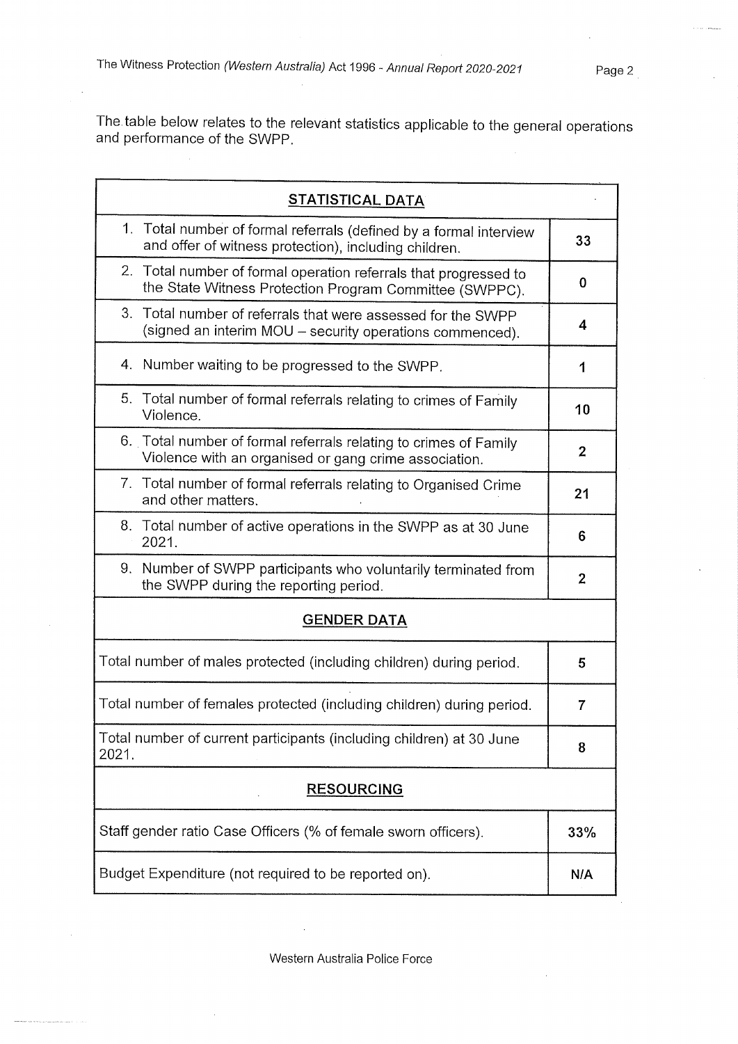The table below relates to the relevant statistics applicable to the general operations and performance of the SWPP.

| **STATISTICAL DATA** | |
|---|---|
| 1. Total number of formal referrals (defined by a formal interview and offer of witness protection), including children. | **33** |
| 2. Total number of formal operation referrals that progressed to the State Witness Protection Program Committee (SWPPC). | **0** |
| 3. Total number of referrals that were assessed for the SWPP (signed an interim MOU – security operations commenced). | **4** |
| 4. Number waiting to be progressed to the SWPP. | **1** |
| 5. Total number of formal referrals relating to crimes of Family Violence. | **10** |
| 6. Total number of formal referrals relating to crimes of Family Violence with an organised or gang crime association. | **2** |
| 7. Total number of formal referrals relating to Organised Crime and other matters. | **21** |
| 8. Total number of active operations in the SWPP as at 30 June 2021. | **6** |
| 9. Number of SWPP participants who voluntarily terminated from the SWPP during the reporting period. | **2** |
| **GENDER DATA** | |
| Total number of males protected (including children) during period. | **5** |
| Total number of females protected (including children) during period. | **7** |
| Total number of current participants (including children) at 30 June 2021. | **8** |
| **RESOURCING** | |
| Staff gender ratio Case Officers (% of female sworn officers). | **33%** |
| Budget Expenditure (not required to be reported on). | **N/A** |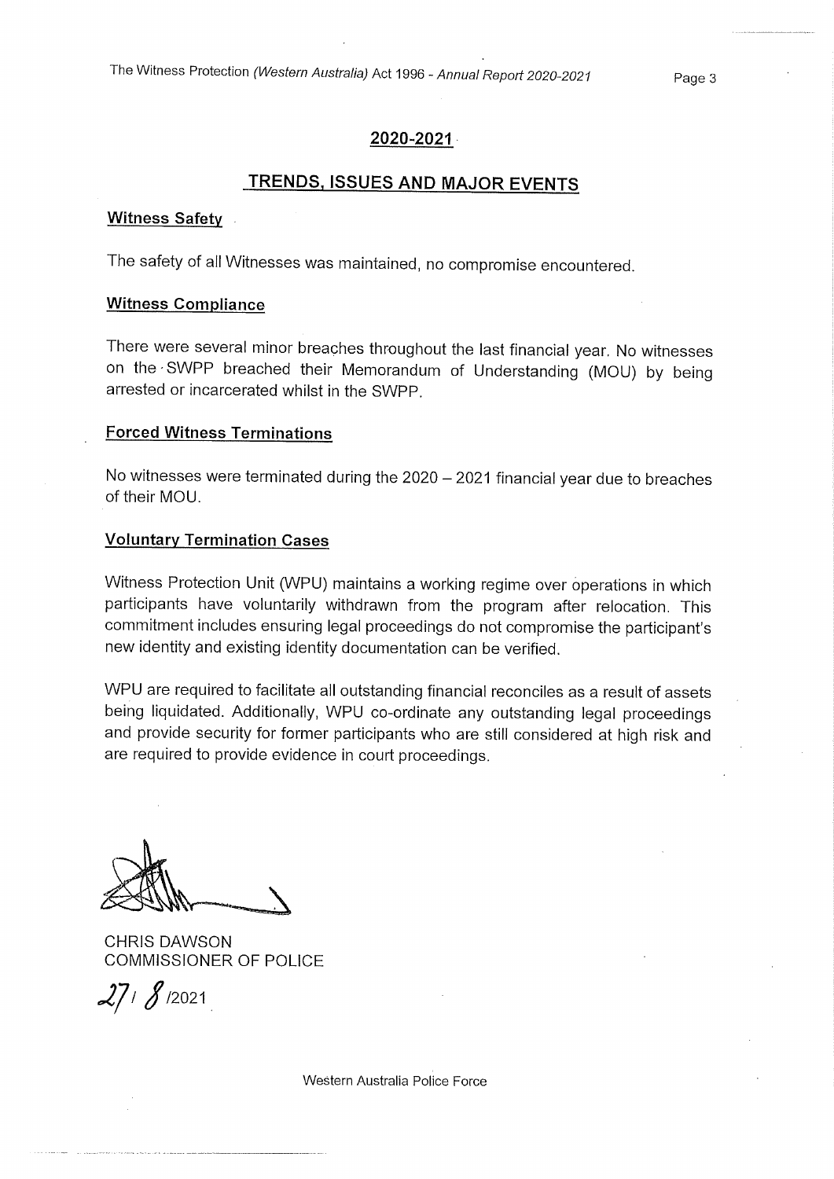## 2020-2021

## TRENDS, ISSUES AND MAJOR EVENTS

### Witness Safety

The safety of all Witnesses was maintained, no compromise encountered.

### Witness Compliance

There were several minor breaches throughout the last financial year. No witnesses on the SWPP breached their Memorandum of Understanding (MOU) by being arrested or incarcerated whilst in the SWPP.

### Forced Witness Terminations

No witnesses were terminated during the 2020 – 2021 financial year due to breaches of their MOU.

### Voluntary Termination Cases

Witness Protection Unit (WPU) maintains a working regime over operations in which participants have voluntarily withdrawn from the program after relocation. This commitment includes ensuring legal proceedings do not compromise the participant's new identity and existing identity documentation can be verified.

WPU are required to facilitate all outstanding financial reconciles as a result of assets being liquidated. Additionally, WPU co-ordinate any outstanding legal proceedings and provide security for former participants who are still considered at high risk and are required to provide evidence in court proceedings.

CHRIS DAWSON
COMMISSIONER OF POLICE

27/8/2021

Western Australia Police Force